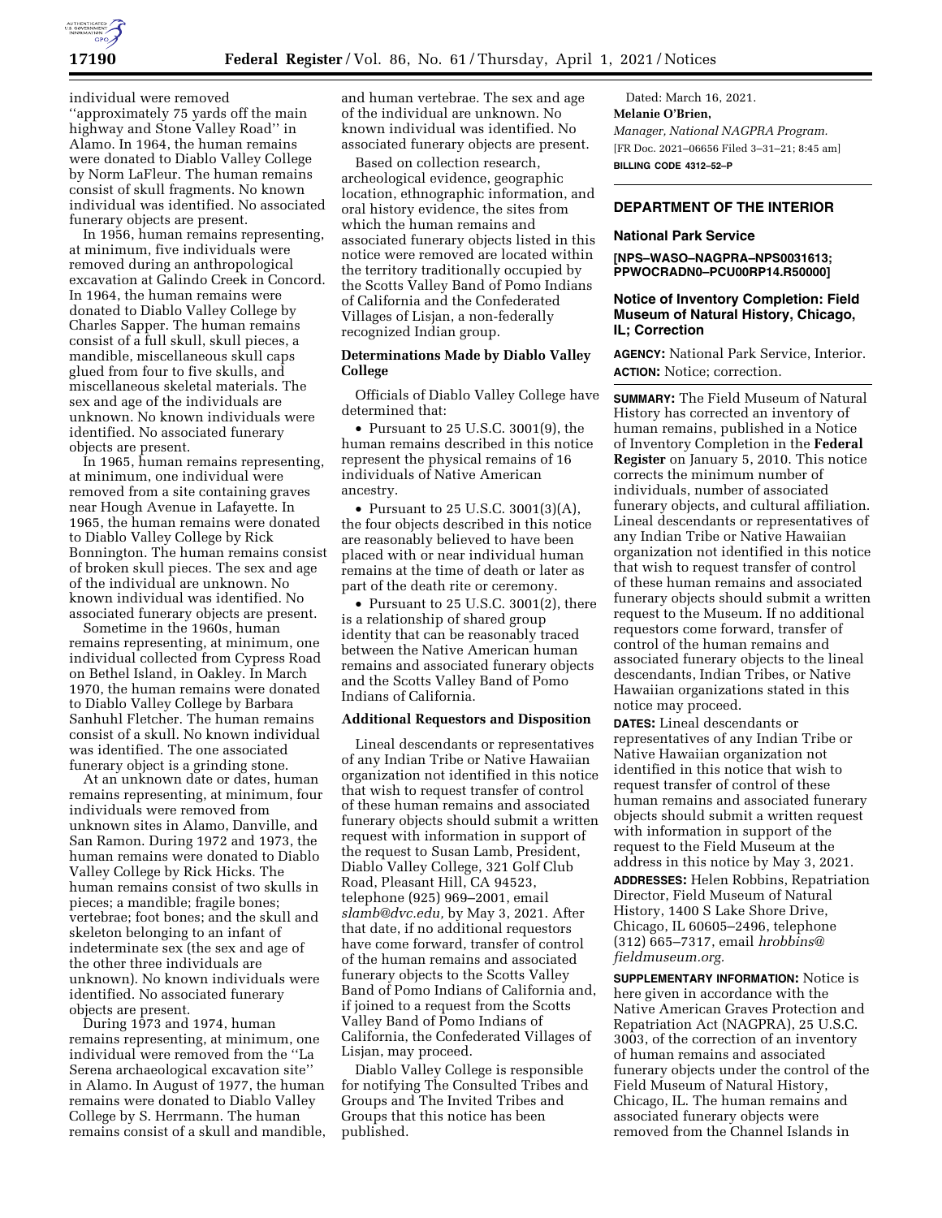individual were removed ''approximately 75 yards off the main highway and Stone Valley Road'' in Alamo. In 1964, the human remains were donated to Diablo Valley College by Norm LaFleur. The human remains consist of skull fragments. No known individual was identified. No associated funerary objects are present.

In 1956, human remains representing, at minimum, five individuals were removed during an anthropological excavation at Galindo Creek in Concord. In 1964, the human remains were donated to Diablo Valley College by Charles Sapper. The human remains consist of a full skull, skull pieces, a mandible, miscellaneous skull caps glued from four to five skulls, and miscellaneous skeletal materials. The sex and age of the individuals are unknown. No known individuals were identified. No associated funerary objects are present.

In 1965, human remains representing, at minimum, one individual were removed from a site containing graves near Hough Avenue in Lafayette. In 1965, the human remains were donated to Diablo Valley College by Rick Bonnington. The human remains consist of broken skull pieces. The sex and age of the individual are unknown. No known individual was identified. No associated funerary objects are present.

Sometime in the 1960s, human remains representing, at minimum, one individual collected from Cypress Road on Bethel Island, in Oakley. In March 1970, the human remains were donated to Diablo Valley College by Barbara Sanhuhl Fletcher. The human remains consist of a skull. No known individual was identified. The one associated funerary object is a grinding stone.

At an unknown date or dates, human remains representing, at minimum, four individuals were removed from unknown sites in Alamo, Danville, and San Ramon. During 1972 and 1973, the human remains were donated to Diablo Valley College by Rick Hicks. The human remains consist of two skulls in pieces; a mandible; fragile bones; vertebrae; foot bones; and the skull and skeleton belonging to an infant of indeterminate sex (the sex and age of the other three individuals are unknown). No known individuals were identified. No associated funerary objects are present.

During 1973 and 1974, human remains representing, at minimum, one individual were removed from the ''La Serena archaeological excavation site'' in Alamo. In August of 1977, the human remains were donated to Diablo Valley College by S. Herrmann. The human remains consist of a skull and mandible, and human vertebrae. The sex and age of the individual are unknown. No known individual was identified. No associated funerary objects are present.

Based on collection research, archeological evidence, geographic location, ethnographic information, and oral history evidence, the sites from which the human remains and associated funerary objects listed in this notice were removed are located within the territory traditionally occupied by the Scotts Valley Band of Pomo Indians of California and the Confederated Villages of Lisjan, a non-federally recognized Indian group.

**Determinations Made by Diablo Valley College**

Officials of Diablo Valley College have determined that:

- Pursuant to 25 U.S.C. 3001(9), the human remains described in this notice represent the physical remains of 16 individuals of Native American ancestry.
- Pursuant to 25 U.S.C. 3001(3)(A), the four objects described in this notice are reasonably believed to have been placed with or near individual human remains at the time of death or later as part of the death rite or ceremony.
- Pursuant to 25 U.S.C. 3001(2), there is a relationship of shared group identity that can be reasonably traced between the Native American human remains and associated funerary objects and the Scotts Valley Band of Pomo Indians of California.

**Additional Requestors and Disposition**

Lineal descendants or representatives of any Indian Tribe or Native Hawaiian organization not identified in this notice that wish to request transfer of control of these human remains and associated funerary objects should submit a written request with information in support of the request to Susan Lamb, President, Diablo Valley College, 321 Golf Club Road, Pleasant Hill, CA 94523, telephone (925) 969–2001, email *slamb@dvc.edu,* by May 3, 2021. After that date, if no additional requestors have come forward, transfer of control of the human remains and associated funerary objects to the Scotts Valley Band of Pomo Indians of California and, if joined to a request from the Scotts Valley Band of Pomo Indians of California, the Confederated Villages of Lisjan, may proceed.

Diablo Valley College is responsible for notifying The Consulted Tribes and Groups and The Invited Tribes and Groups that this notice has been published.

Dated: March 16, 2021.

**Melanie O'Brien,**

*Manager, National NAGPRA Program.*

[FR Doc. 2021–06656 Filed 3–31–21; 8:45 am]

**BILLING CODE 4312–52–P**

## DEPARTMENT OF THE INTERIOR

### National Park Service

**[NPS–WASO–NAGPRA–NPS0031613; PPWOCRADN0–PCU00RP14.R50000]**

### Notice of Inventory Completion: Field Museum of Natural History, Chicago, IL; Correction

**AGENCY:** National Park Service, Interior.

**ACTION:** Notice; correction.

**SUMMARY:** The Field Museum of Natural History has corrected an inventory of human remains, published in a Notice of Inventory Completion in the **Federal Register** on January 5, 2010. This notice corrects the minimum number of individuals, number of associated funerary objects, and cultural affiliation. Lineal descendants or representatives of any Indian Tribe or Native Hawaiian organization not identified in this notice that wish to request transfer of control of these human remains and associated funerary objects should submit a written request to the Museum. If no additional requestors come forward, transfer of control of the human remains and associated funerary objects to the lineal descendants, Indian Tribes, or Native Hawaiian organizations stated in this notice may proceed.

**DATES:** Lineal descendants or representatives of any Indian Tribe or Native Hawaiian organization not identified in this notice that wish to request transfer of control of these human remains and associated funerary objects should submit a written request with information in support of the request to the Field Museum at the address in this notice by May 3, 2021.

**ADDRESSES:** Helen Robbins, Repatriation Director, Field Museum of Natural History, 1400 S Lake Shore Drive, Chicago, IL 60605–2496, telephone (312) 665–7317, email *hrobbins@fieldmuseum.org.*

**SUPPLEMENTARY INFORMATION:** Notice is here given in accordance with the Native American Graves Protection and Repatriation Act (NAGPRA), 25 U.S.C. 3003, of the correction of an inventory of human remains and associated funerary objects under the control of the Field Museum of Natural History, Chicago, IL. The human remains and associated funerary objects were removed from the Channel Islands in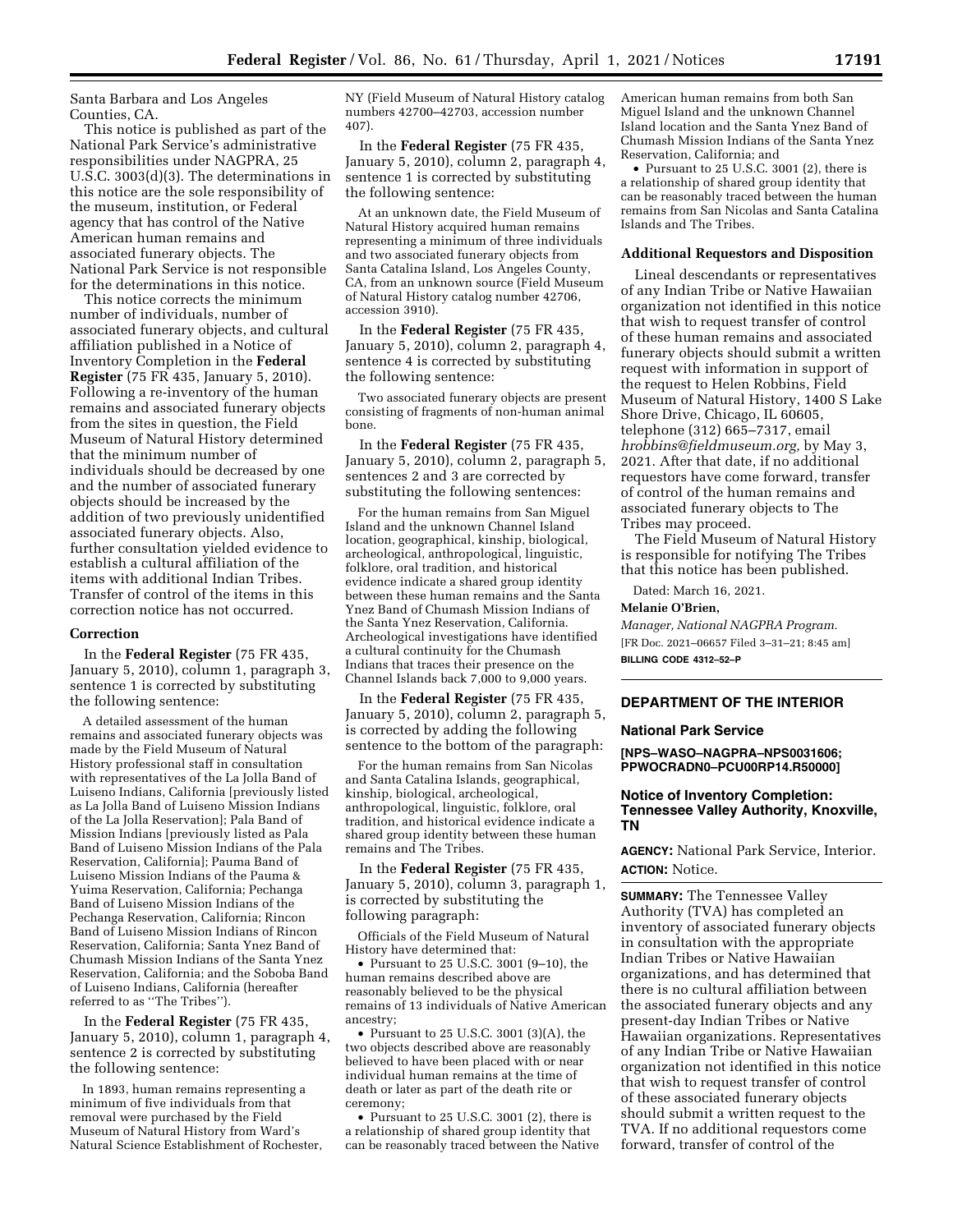Santa Barbara and Los Angeles Counties, CA.

This notice is published as part of the National Park Service's administrative responsibilities under NAGPRA, 25 U.S.C. 3003(d)(3). The determinations in this notice are the sole responsibility of the museum, institution, or Federal agency that has control of the Native American human remains and associated funerary objects. The National Park Service is not responsible for the determinations in this notice.

This notice corrects the minimum number of individuals, number of associated funerary objects, and cultural affiliation published in a Notice of Inventory Completion in the **Federal Register** (75 FR 435, January 5, 2010). Following a re-inventory of the human remains and associated funerary objects from the sites in question, the Field Museum of Natural History determined that the minimum number of individuals should be decreased by one and the number of associated funerary objects should be increased by the addition of two previously unidentified associated funerary objects. Also, further consultation yielded evidence to establish a cultural affiliation of the items with additional Indian Tribes. Transfer of control of the items in this correction notice has not occurred.

### Correction

In the **Federal Register** (75 FR 435, January 5, 2010), column 1, paragraph 3, sentence 1 is corrected by substituting the following sentence:

A detailed assessment of the human remains and associated funerary objects was made by the Field Museum of Natural History professional staff in consultation with representatives of the La Jolla Band of Luiseno Indians, California [previously listed as La Jolla Band of Luiseno Mission Indians of the La Jolla Reservation]; Pala Band of Mission Indians [previously listed as Pala Band of Luiseno Mission Indians of the Pala Reservation, California]; Pauma Band of Luiseno Mission Indians of the Pauma & Yuima Reservation, California; Pechanga Band of Luiseno Mission Indians of the Pechanga Reservation, California; Rincon Band of Luiseno Mission Indians of Rincon Reservation, California; Santa Ynez Band of Chumash Mission Indians of the Santa Ynez Reservation, California; and the Soboba Band of Luiseno Indians, California (hereafter referred to as ''The Tribes'').

In the **Federal Register** (75 FR 435, January 5, 2010), column 1, paragraph 4, sentence 2 is corrected by substituting the following sentence:

In 1893, human remains representing a minimum of five individuals from that removal were purchased by the Field Museum of Natural History from Ward's Natural Science Establishment of Rochester, NY (Field Museum of Natural History catalog numbers 42700–42703, accession number 407).

In the **Federal Register** (75 FR 435, January 5, 2010), column 2, paragraph 4, sentence 1 is corrected by substituting the following sentence:

At an unknown date, the Field Museum of Natural History acquired human remains representing a minimum of three individuals and two associated funerary objects from Santa Catalina Island, Los Angeles County, CA, from an unknown source (Field Museum of Natural History catalog number 42706, accession 3910).

In the **Federal Register** (75 FR 435, January 5, 2010), column 2, paragraph 4, sentence 4 is corrected by substituting the following sentence:

Two associated funerary objects are present consisting of fragments of non-human animal bone.

In the **Federal Register** (75 FR 435, January 5, 2010), column 2, paragraph 5, sentences 2 and 3 are corrected by substituting the following sentences:

For the human remains from San Miguel Island and the unknown Channel Island location, geographical, kinship, biological, archeological, anthropological, linguistic, folklore, oral tradition, and historical evidence indicate a shared group identity between these human remains and the Santa Ynez Band of Chumash Mission Indians of the Santa Ynez Reservation, California. Archeological investigations have identified a cultural continuity for the Chumash Indians that traces their presence on the Channel Islands back 7,000 to 9,000 years.

In the **Federal Register** (75 FR 435, January 5, 2010), column 2, paragraph 5, is corrected by adding the following sentence to the bottom of the paragraph:

For the human remains from San Nicolas and Santa Catalina Islands, geographical, kinship, biological, archeological, anthropological, linguistic, folklore, oral tradition, and historical evidence indicate a shared group identity between these human remains and The Tribes.

In the **Federal Register** (75 FR 435, January 5, 2010), column 3, paragraph 1, is corrected by substituting the following paragraph:

Officials of the Field Museum of Natural History have determined that:

- Pursuant to 25 U.S.C. 3001 (9–10), the human remains described above are reasonably believed to be the physical remains of 13 individuals of Native American ancestry;
- Pursuant to 25 U.S.C. 3001 (3)(A), the two objects described above are reasonably believed to have been placed with or near individual human remains at the time of death or later as part of the death rite or ceremony;
- Pursuant to 25 U.S.C. 3001 (2), there is a relationship of shared group identity that can be reasonably traced between the Native American human remains from both San Miguel Island and the unknown Channel Island location and the Santa Ynez Band of Chumash Mission Indians of the Santa Ynez Reservation, California; and
- Pursuant to 25 U.S.C. 3001 (2), there is a relationship of shared group identity that can be reasonably traced between the human remains from San Nicolas and Santa Catalina Islands and The Tribes.

### Additional Requestors and Disposition

Lineal descendants or representatives of any Indian Tribe or Native Hawaiian organization not identified in this notice that wish to request transfer of control of these human remains and associated funerary objects should submit a written request with information in support of the request to Helen Robbins, Field Museum of Natural History, 1400 S Lake Shore Drive, Chicago, IL 60605, telephone (312) 665–7317, email *hrobbins@fieldmuseum.org,* by May 3, 2021. After that date, if no additional requestors have come forward, transfer of control of the human remains and associated funerary objects to The Tribes may proceed.

The Field Museum of Natural History is responsible for notifying The Tribes that this notice has been published.

Dated: March 16, 2021.

**Melanie O'Brien,**

*Manager, National NAGPRA Program.*

[FR Doc. 2021–06657 Filed 3–31–21; 8:45 am]

**BILLING CODE 4312–52–P**

---

## DEPARTMENT OF THE INTERIOR

### National Park Service

**[NPS–WASO–NAGPRA–NPS0031606; PPWOCRADN0–PCU00RP14.R50000]**

## Notice of Inventory Completion: Tennessee Valley Authority, Knoxville, TN

**AGENCY:** National Park Service, Interior.

**ACTION:** Notice.

**SUMMARY:** The Tennessee Valley Authority (TVA) has completed an inventory of associated funerary objects in consultation with the appropriate Indian Tribes or Native Hawaiian organizations, and has determined that there is no cultural affiliation between the associated funerary objects and any present-day Indian Tribes or Native Hawaiian organizations. Representatives of any Indian Tribe or Native Hawaiian organization not identified in this notice that wish to request transfer of control of these associated funerary objects should submit a written request to the TVA. If no additional requestors come forward, transfer of control of the